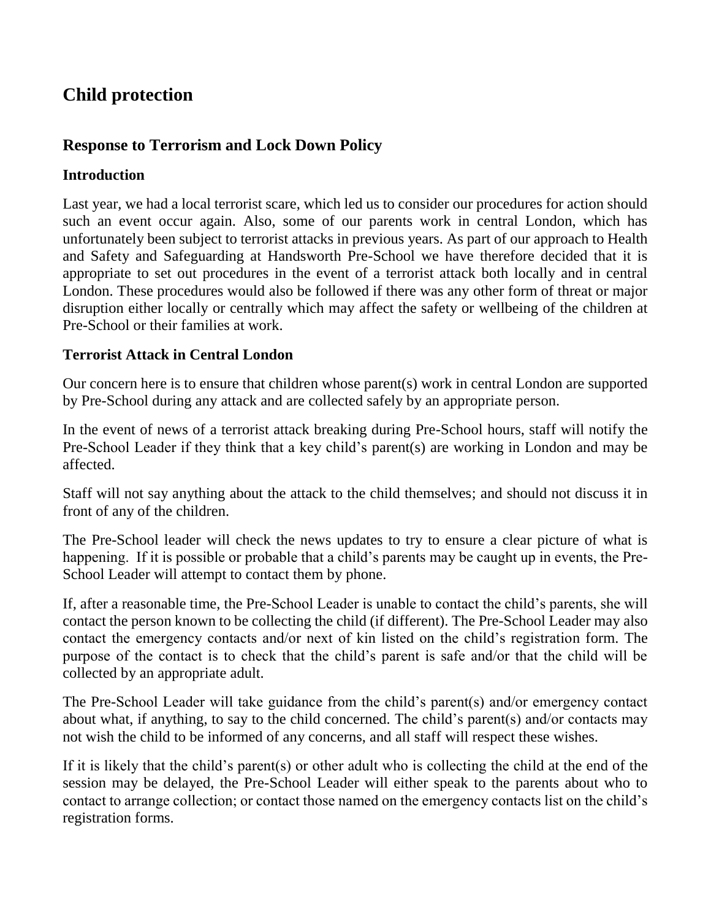# Child protection

## Response to Terrorism and Lock Down Policy

### Introduction

Last year, we had a local terrorist scare, which led us to consider our procedures for action should such an event occur again. Also, some of our parents work in central London, which has unfortunately been subject to terrorist attacks in previous years. As part of our approach to Health and Safety and Safeguarding at Handsworth Pre-School we have therefore decided that it is appropriate to set out procedures in the event of a terrorist attack both locally and in central London. These procedures would also be followed if there was any other form of threat or major disruption either locally or centrally which may affect the safety or wellbeing of the children at Pre-School or their families at work.

### Terrorist Attack in Central London

Our concern here is to ensure that children whose parent(s) work in central London are supported by Pre-School during any attack and are collected safely by an appropriate person.

In the event of news of a terrorist attack breaking during Pre-School hours, staff will notify the Pre-School Leader if they think that a key child's parent(s) are working in London and may be affected.

Staff will not say anything about the attack to the child themselves; and should not discuss it in front of any of the children.

The Pre-School leader will check the news updates to try to ensure a clear picture of what is happening. If it is possible or probable that a child's parents may be caught up in events, the Pre-School Leader will attempt to contact them by phone.

If, after a reasonable time, the Pre-School Leader is unable to contact the child's parents, she will contact the person known to be collecting the child (if different). The Pre-School Leader may also contact the emergency contacts and/or next of kin listed on the child's registration form. The purpose of the contact is to check that the child's parent is safe and/or that the child will be collected by an appropriate adult.

The Pre-School Leader will take guidance from the child's parent(s) and/or emergency contact about what, if anything, to say to the child concerned. The child's parent(s) and/or contacts may not wish the child to be informed of any concerns, and all staff will respect these wishes.

If it is likely that the child's parent(s) or other adult who is collecting the child at the end of the session may be delayed, the Pre-School Leader will either speak to the parents about who to contact to arrange collection; or contact those named on the emergency contacts list on the child's registration forms.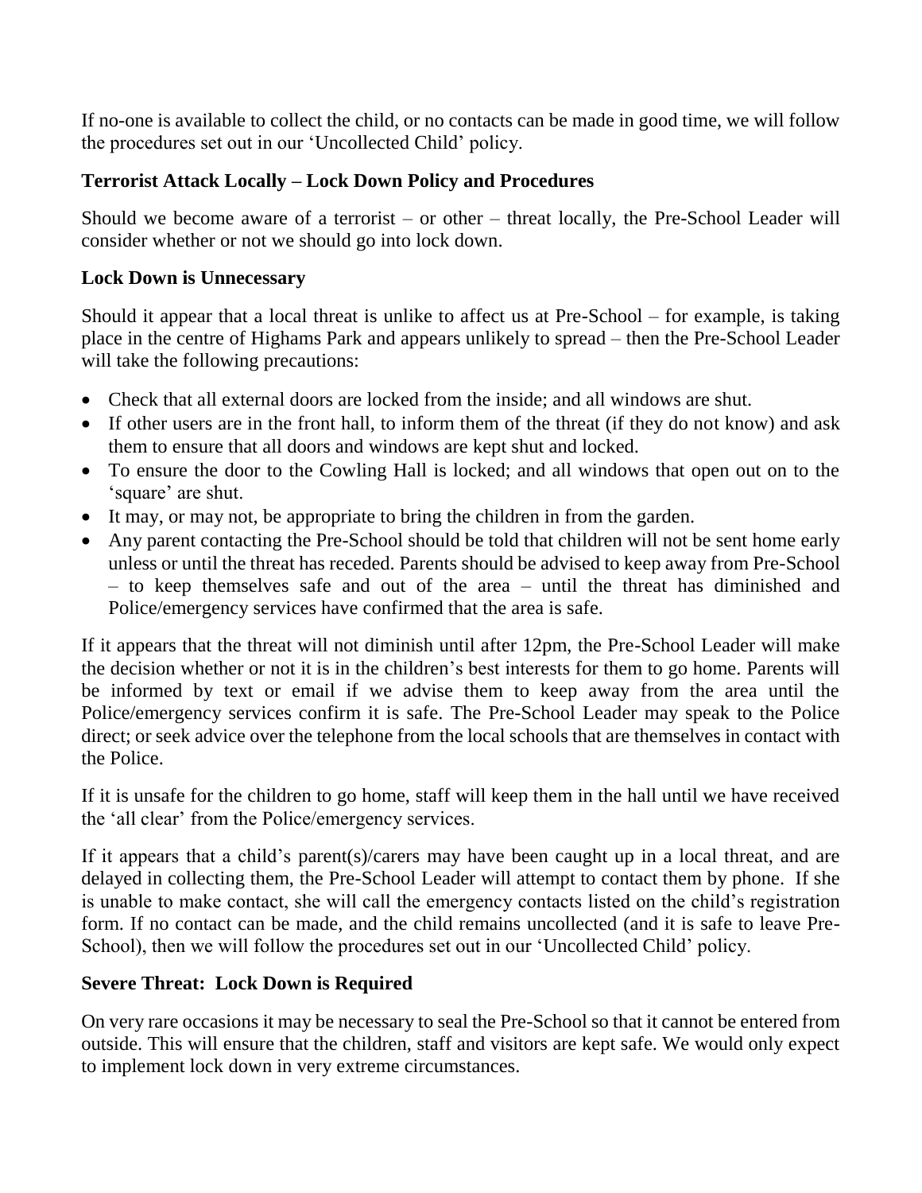If no-one is available to collect the child, or no contacts can be made in good time, we will follow the procedures set out in our 'Uncollected Child' policy.

**Terrorist Attack Locally – Lock Down Policy and Procedures**

Should we become aware of a terrorist – or other – threat locally, the Pre-School Leader will consider whether or not we should go into lock down.

**Lock Down is Unnecessary**

Should it appear that a local threat is unlike to affect us at Pre-School – for example, is taking place in the centre of Highams Park and appears unlikely to spread – then the Pre-School Leader will take the following precautions:

- Check that all external doors are locked from the inside; and all windows are shut.
- If other users are in the front hall, to inform them of the threat (if they do not know) and ask them to ensure that all doors and windows are kept shut and locked.
- To ensure the door to the Cowling Hall is locked; and all windows that open out on to the 'square' are shut.
- It may, or may not, be appropriate to bring the children in from the garden.
- Any parent contacting the Pre-School should be told that children will not be sent home early unless or until the threat has receded. Parents should be advised to keep away from Pre-School – to keep themselves safe and out of the area – until the threat has diminished and Police/emergency services have confirmed that the area is safe.

If it appears that the threat will not diminish until after 12pm, the Pre-School Leader will make the decision whether or not it is in the children's best interests for them to go home. Parents will be informed by text or email if we advise them to keep away from the area until the Police/emergency services confirm it is safe. The Pre-School Leader may speak to the Police direct; or seek advice over the telephone from the local schools that are themselves in contact with the Police.

If it is unsafe for the children to go home, staff will keep them in the hall until we have received the 'all clear' from the Police/emergency services.

If it appears that a child's parent(s)/carers may have been caught up in a local threat, and are delayed in collecting them, the Pre-School Leader will attempt to contact them by phone. If she is unable to make contact, she will call the emergency contacts listed on the child's registration form. If no contact can be made, and the child remains uncollected (and it is safe to leave Pre-School), then we will follow the procedures set out in our 'Uncollected Child' policy.

**Severe Threat: Lock Down is Required**

On very rare occasions it may be necessary to seal the Pre-School so that it cannot be entered from outside. This will ensure that the children, staff and visitors are kept safe. We would only expect to implement lock down in very extreme circumstances.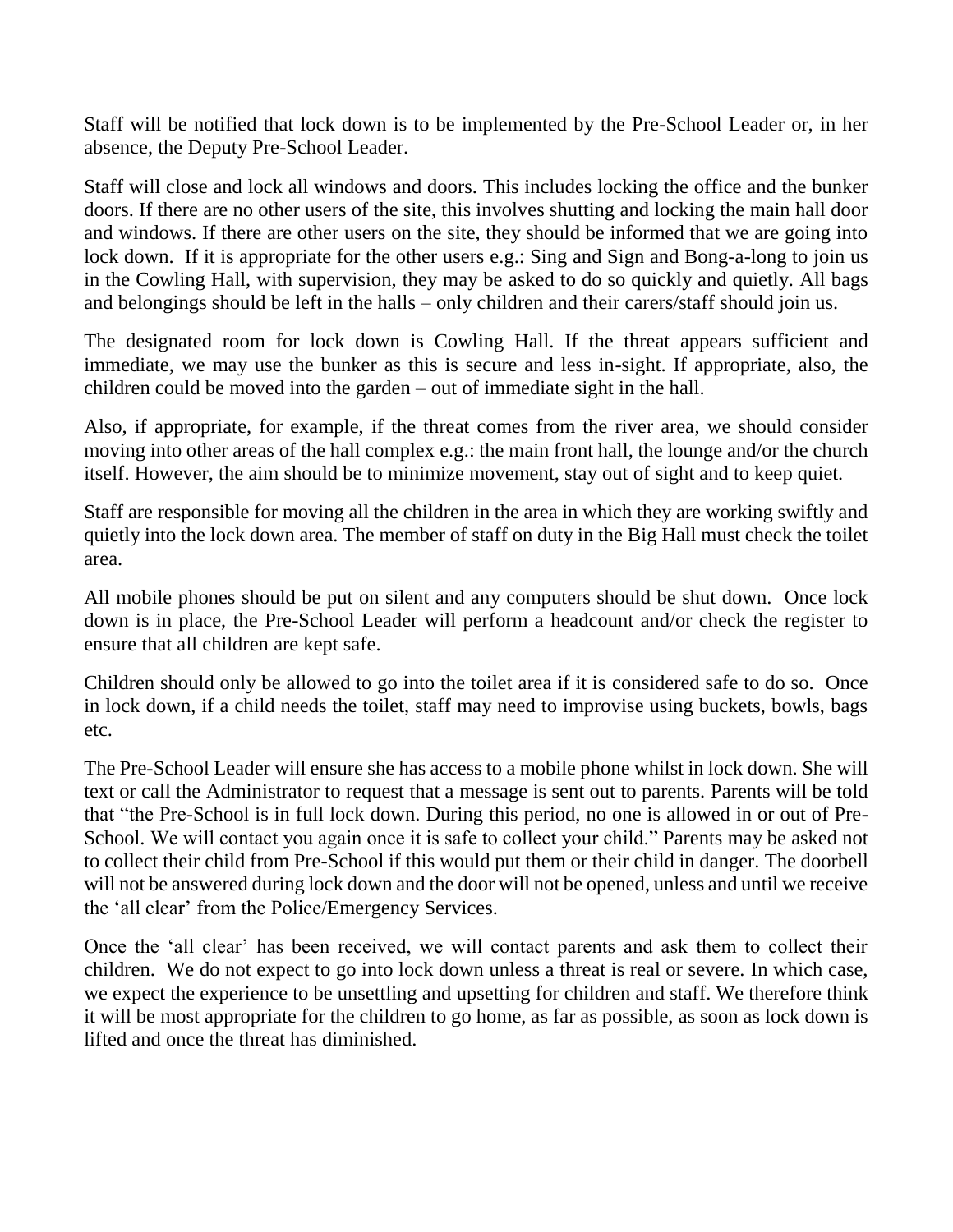Staff will be notified that lock down is to be implemented by the Pre-School Leader or, in her absence, the Deputy Pre-School Leader.

Staff will close and lock all windows and doors. This includes locking the office and the bunker doors. If there are no other users of the site, this involves shutting and locking the main hall door and windows. If there are other users on the site, they should be informed that we are going into lock down. If it is appropriate for the other users e.g.: Sing and Sign and Bong-a-long to join us in the Cowling Hall, with supervision, they may be asked to do so quickly and quietly. All bags and belongings should be left in the halls – only children and their carers/staff should join us.

The designated room for lock down is Cowling Hall. If the threat appears sufficient and immediate, we may use the bunker as this is secure and less in-sight. If appropriate, also, the children could be moved into the garden – out of immediate sight in the hall.

Also, if appropriate, for example, if the threat comes from the river area, we should consider moving into other areas of the hall complex e.g.: the main front hall, the lounge and/or the church itself. However, the aim should be to minimize movement, stay out of sight and to keep quiet.

Staff are responsible for moving all the children in the area in which they are working swiftly and quietly into the lock down area. The member of staff on duty in the Big Hall must check the toilet area.

All mobile phones should be put on silent and any computers should be shut down. Once lock down is in place, the Pre-School Leader will perform a headcount and/or check the register to ensure that all children are kept safe.

Children should only be allowed to go into the toilet area if it is considered safe to do so. Once in lock down, if a child needs the toilet, staff may need to improvise using buckets, bowls, bags etc.

The Pre-School Leader will ensure she has access to a mobile phone whilst in lock down. She will text or call the Administrator to request that a message is sent out to parents. Parents will be told that "the Pre-School is in full lock down. During this period, no one is allowed in or out of Pre-School. We will contact you again once it is safe to collect your child." Parents may be asked not to collect their child from Pre-School if this would put them or their child in danger. The doorbell will not be answered during lock down and the door will not be opened, unless and until we receive the 'all clear' from the Police/Emergency Services.

Once the 'all clear' has been received, we will contact parents and ask them to collect their children. We do not expect to go into lock down unless a threat is real or severe. In which case, we expect the experience to be unsettling and upsetting for children and staff. We therefore think it will be most appropriate for the children to go home, as far as possible, as soon as lock down is lifted and once the threat has diminished.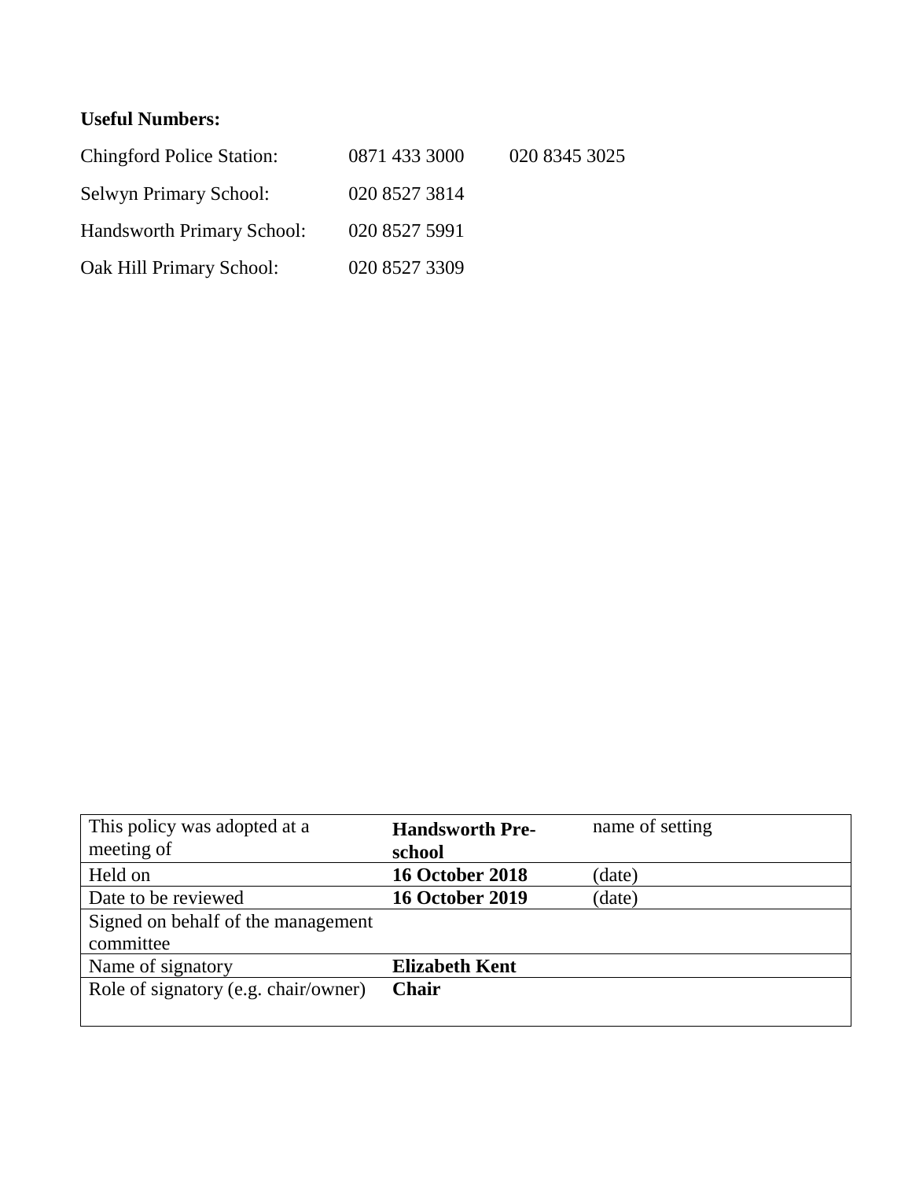**Useful Numbers:**

| | | |
|---|---|---|
| Chingford Police Station: | 0871 433 3000 | 020 8345 3025 |
| Selwyn Primary School: | 020 8527 3814 | |
| Handsworth Primary School: | 020 8527 5991 | |
| Oak Hill Primary School: | 020 8527 3309 | |

| | | |
|---|---|---|
| This policy was adopted at a meeting of | **Handsworth Pre-school** | name of setting |
| Held on | **16 October 2018** | (date) |
| Date to be reviewed | **16 October 2019** | (date) |
| Signed on behalf of the management committee | | |
| Name of signatory | **Elizabeth Kent** | |
| Role of signatory (e.g. chair/owner) | **Chair** | |